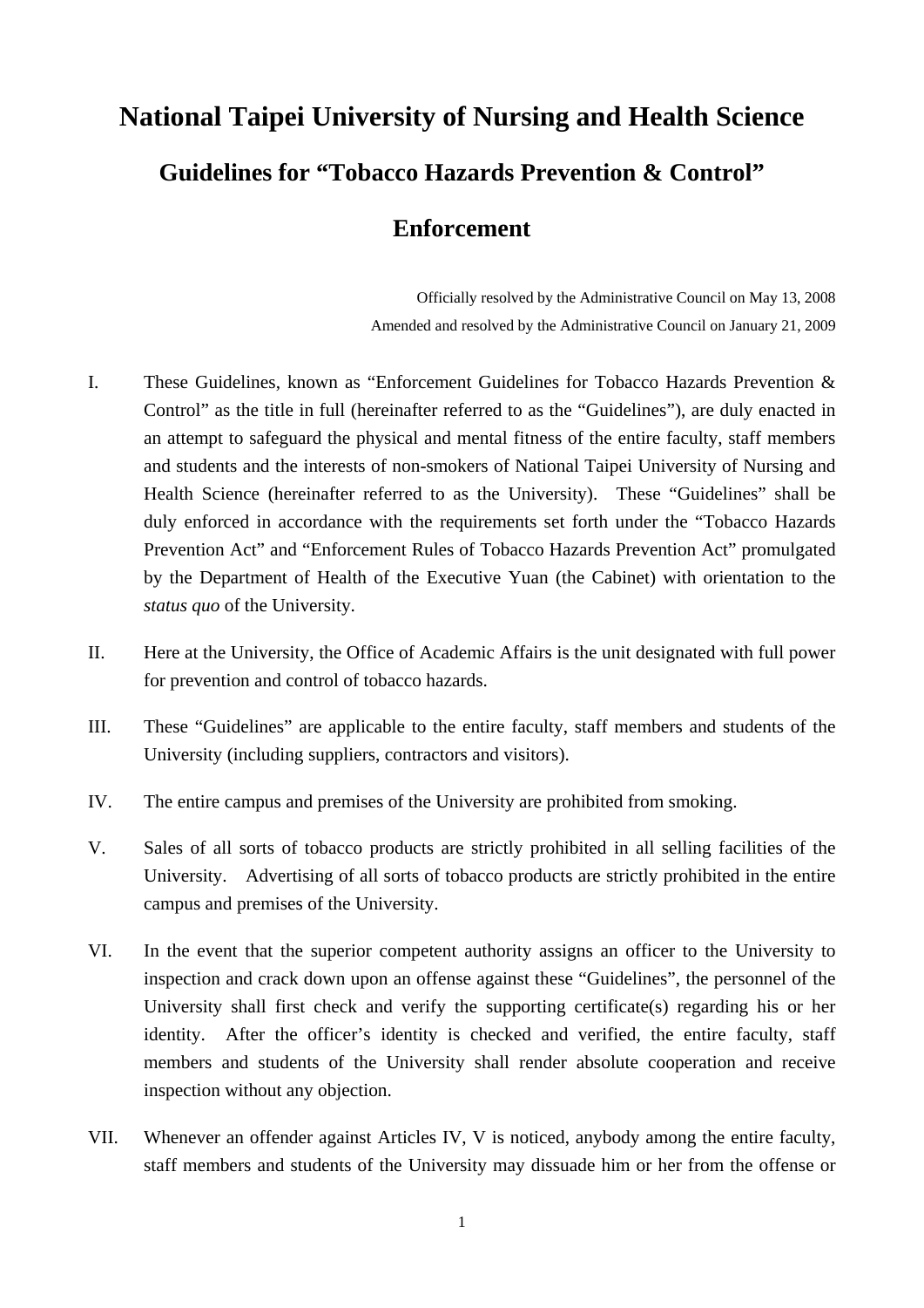# National Taipei University of Nursing and Health Science

## Guidelines for “Tobacco Hazards Prevention & Control” Enforcement

Officially resolved by the Administrative Council on May 13, 2008
Amended and resolved by the Administrative Council on January 21, 2009

I. These Guidelines, known as “Enforcement Guidelines for Tobacco Hazards Prevention & Control” as the title in full (hereinafter referred to as the “Guidelines”), are duly enacted in an attempt to safeguard the physical and mental fitness of the entire faculty, staff members and students and the interests of non-smokers of National Taipei University of Nursing and Health Science (hereinafter referred to as the University). These “Guidelines” shall be duly enforced in accordance with the requirements set forth under the “Tobacco Hazards Prevention Act” and “Enforcement Rules of Tobacco Hazards Prevention Act” promulgated by the Department of Health of the Executive Yuan (the Cabinet) with orientation to the *status quo* of the University.

II. Here at the University, the Office of Academic Affairs is the unit designated with full power for prevention and control of tobacco hazards.

III. These “Guidelines” are applicable to the entire faculty, staff members and students of the University (including suppliers, contractors and visitors).

IV. The entire campus and premises of the University are prohibited from smoking.

V. Sales of all sorts of tobacco products are strictly prohibited in all selling facilities of the University. Advertising of all sorts of tobacco products are strictly prohibited in the entire campus and premises of the University.

VI. In the event that the superior competent authority assigns an officer to the University to inspection and crack down upon an offense against these “Guidelines”, the personnel of the University shall first check and verify the supporting certificate(s) regarding his or her identity. After the officer’s identity is checked and verified, the entire faculty, staff members and students of the University shall render absolute cooperation and receive inspection without any objection.

VII. Whenever an offender against Articles IV, V is noticed, anybody among the entire faculty, staff members and students of the University may dissuade him or her from the offense or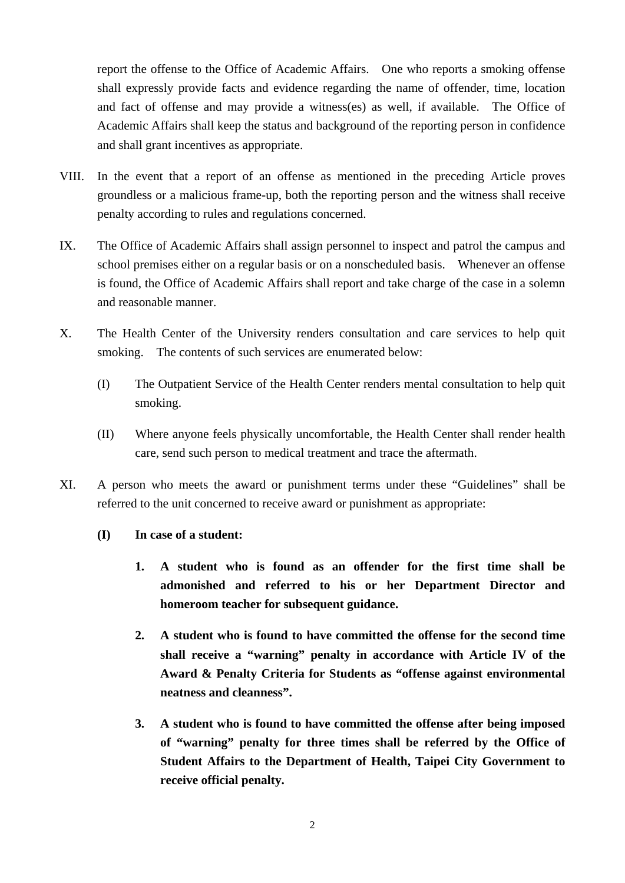report the offense to the Office of Academic Affairs. One who reports a smoking offense shall expressly provide facts and evidence regarding the name of offender, time, location and fact of offense and may provide a witness(es) as well, if available. The Office of Academic Affairs shall keep the status and background of the reporting person in confidence and shall grant incentives as appropriate.

VIII. In the event that a report of an offense as mentioned in the preceding Article proves groundless or a malicious frame-up, both the reporting person and the witness shall receive penalty according to rules and regulations concerned.

IX. The Office of Academic Affairs shall assign personnel to inspect and patrol the campus and school premises either on a regular basis or on a nonscheduled basis. Whenever an offense is found, the Office of Academic Affairs shall report and take charge of the case in a solemn and reasonable manner.

X. The Health Center of the University renders consultation and care services to help quit smoking. The contents of such services are enumerated below:

(I) The Outpatient Service of the Health Center renders mental consultation to help quit smoking.

(II) Where anyone feels physically uncomfortable, the Health Center shall render health care, send such person to medical treatment and trace the aftermath.

XI. A person who meets the award or punishment terms under these "Guidelines" shall be referred to the unit concerned to receive award or punishment as appropriate:

**(I) In case of a student:**

1. **A student who is found as an offender for the first time shall be admonished and referred to his or her Department Director and homeroom teacher for subsequent guidance.**

2. **A student who is found to have committed the offense for the second time shall receive a "warning" penalty in accordance with Article IV of the Award & Penalty Criteria for Students as "offense against environmental neatness and cleanness".**

3. **A student who is found to have committed the offense after being imposed of "warning" penalty for three times shall be referred by the Office of Student Affairs to the Department of Health, Taipei City Government to receive official penalty.**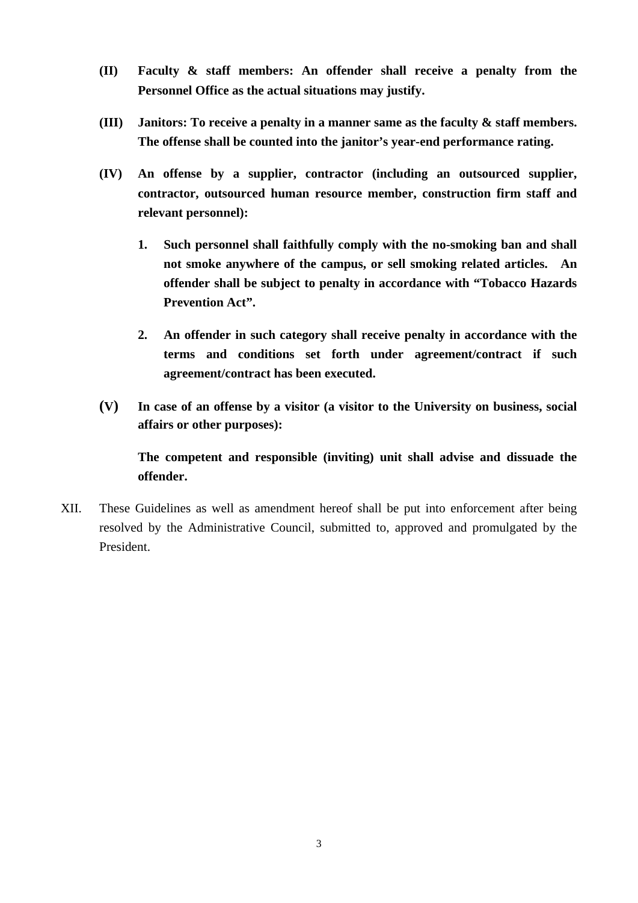**(II) Faculty & staff members: An offender shall receive a penalty from the Personnel Office as the actual situations may justify.**

**(III) Janitors: To receive a penalty in a manner same as the faculty & staff members. The offense shall be counted into the janitor's year-end performance rating.**

**(IV) An offense by a supplier, contractor (including an outsourced supplier, contractor, outsourced human resource member, construction firm staff and relevant personnel):**

1. **Such personnel shall faithfully comply with the no-smoking ban and shall not smoke anywhere of the campus, or sell smoking related articles. An offender shall be subject to penalty in accordance with "Tobacco Hazards Prevention Act".**

2. **An offender in such category shall receive penalty in accordance with the terms and conditions set forth under agreement/contract if such agreement/contract has been executed.**

**(V) In case of an offense by a visitor (a visitor to the University on business, social affairs or other purposes):**

**The competent and responsible (inviting) unit shall advise and dissuade the offender.**

XII. These Guidelines as well as amendment hereof shall be put into enforcement after being resolved by the Administrative Council, submitted to, approved and promulgated by the President.